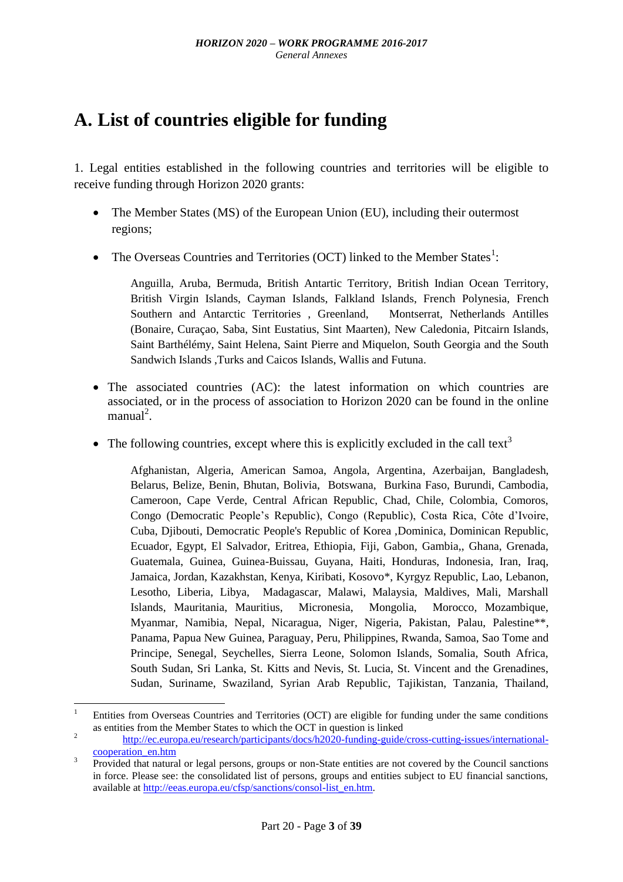# A. List of countries eligible for funding

1. Legal entities established in the following countries and territories will be eligible to receive funding through Horizon 2020 grants:

- The Member States (MS) of the European Union (EU), including their outermost regions;
- The Overseas Countries and Territories (OCT) linked to the Member States[1]:

  Anguilla, Aruba, Bermuda, British Antartic Territory, British Indian Ocean Territory, British Virgin Islands, Cayman Islands, Falkland Islands, French Polynesia, French Southern and Antarctic Territories , Greenland, Montserrat, Netherlands Antilles (Bonaire, Curaçao, Saba, Sint Eustatius, Sint Maarten), New Caledonia, Pitcairn Islands, Saint Barthélémy, Saint Helena, Saint Pierre and Miquelon, South Georgia and the South Sandwich Islands ,Turks and Caicos Islands, Wallis and Futuna.

- The associated countries (AC): the latest information on which countries are associated, or in the process of association to Horizon 2020 can be found in the online manual[2].
- The following countries, except where this is explicitly excluded in the call text[3]

  Afghanistan, Algeria, American Samoa, Angola, Argentina, Azerbaijan, Bangladesh, Belarus, Belize, Benin, Bhutan, Bolivia, Botswana, Burkina Faso, Burundi, Cambodia, Cameroon, Cape Verde, Central African Republic, Chad, Chile, Colombia, Comoros, Congo (Democratic People's Republic), Congo (Republic), Costa Rica, Côte d'Ivoire, Cuba, Djibouti, Democratic People's Republic of Korea ,Dominica, Dominican Republic, Ecuador, Egypt, El Salvador, Eritrea, Ethiopia, Fiji, Gabon, Gambia,, Ghana, Grenada, Guatemala, Guinea, Guinea-Buissau, Guyana, Haiti, Honduras, Indonesia, Iran, Iraq, Jamaica, Jordan, Kazakhstan, Kenya, Kiribati, Kosovo*, Kyrgyz Republic, Lao, Lebanon, Lesotho, Liberia, Libya, Madagascar, Malawi, Malaysia, Maldives, Mali, Marshall Islands, Mauritania, Mauritius, Micronesia, Mongolia, Morocco, Mozambique, Myanmar, Namibia, Nepal, Nicaragua, Niger, Nigeria, Pakistan, Palau, Palestine**, Panama, Papua New Guinea, Paraguay, Peru, Philippines, Rwanda, Samoa, Sao Tome and Principe, Senegal, Seychelles, Sierra Leone, Solomon Islands, Somalia, South Africa, South Sudan, Sri Lanka, St. Kitts and Nevis, St. Lucia, St. Vincent and the Grenadines, Sudan, Suriname, Swaziland, Syrian Arab Republic, Tajikistan, Tanzania, Thailand,

---

[1] Entities from Overseas Countries and Territories (OCT) are eligible for funding under the same conditions as entities from the Member States to which the OCT in question is linked

[2] http://ec.europa.eu/research/participants/docs/h2020-funding-guide/cross-cutting-issues/international-cooperation_en.htm

[3] Provided that natural or legal persons, groups or non-State entities are not covered by the Council sanctions in force. Please see: the consolidated list of persons, groups and entities subject to EU financial sanctions, available at http://eeas.europa.eu/cfsp/sanctions/consol-list_en.htm.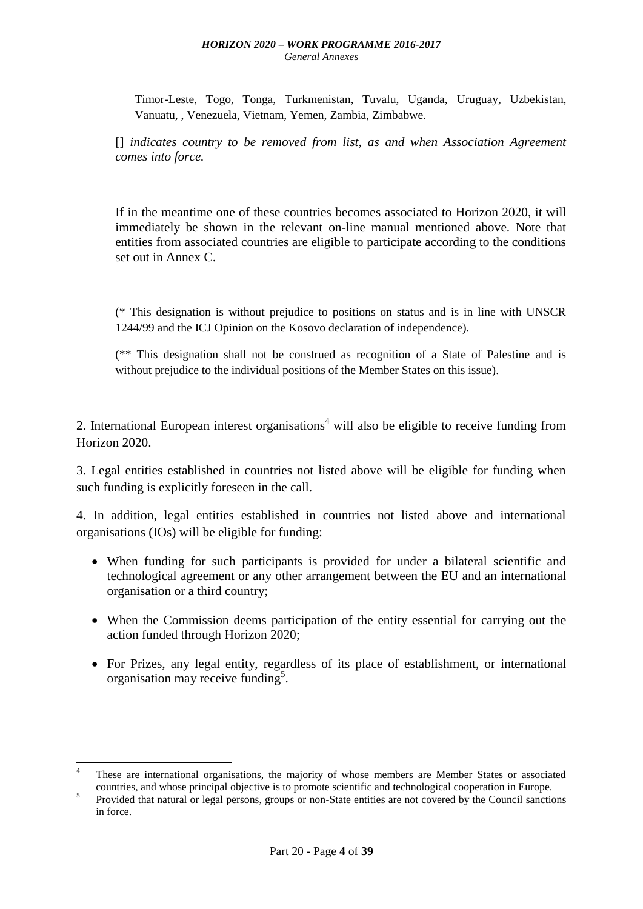Timor-Leste, Togo, Tonga, Turkmenistan, Tuvalu, Uganda, Uruguay, Uzbekistan, Vanuatu, , Venezuela, Vietnam, Yemen, Zambia, Zimbabwe.

[] *indicates country to be removed from list, as and when Association Agreement comes into force.*

If in the meantime one of these countries becomes associated to Horizon 2020, it will immediately be shown in the relevant on-line manual mentioned above. Note that entities from associated countries are eligible to participate according to the conditions set out in Annex C.

(* This designation is without prejudice to positions on status and is in line with UNSCR 1244/99 and the ICJ Opinion on the Kosovo declaration of independence).

(** This designation shall not be construed as recognition of a State of Palestine and is without prejudice to the individual positions of the Member States on this issue).

2. International European interest organisations[4] will also be eligible to receive funding from Horizon 2020.

3. Legal entities established in countries not listed above will be eligible for funding when such funding is explicitly foreseen in the call.

4. In addition, legal entities established in countries not listed above and international organisations (IOs) will be eligible for funding:

- When funding for such participants is provided for under a bilateral scientific and technological agreement or any other arrangement between the EU and an international organisation or a third country;
- When the Commission deems participation of the entity essential for carrying out the action funded through Horizon 2020;
- For Prizes, any legal entity, regardless of its place of establishment, or international organisation may receive funding[5].

[4] These are international organisations, the majority of whose members are Member States or associated countries, and whose principal objective is to promote scientific and technological cooperation in Europe.

[5] Provided that natural or legal persons, groups or non-State entities are not covered by the Council sanctions in force.